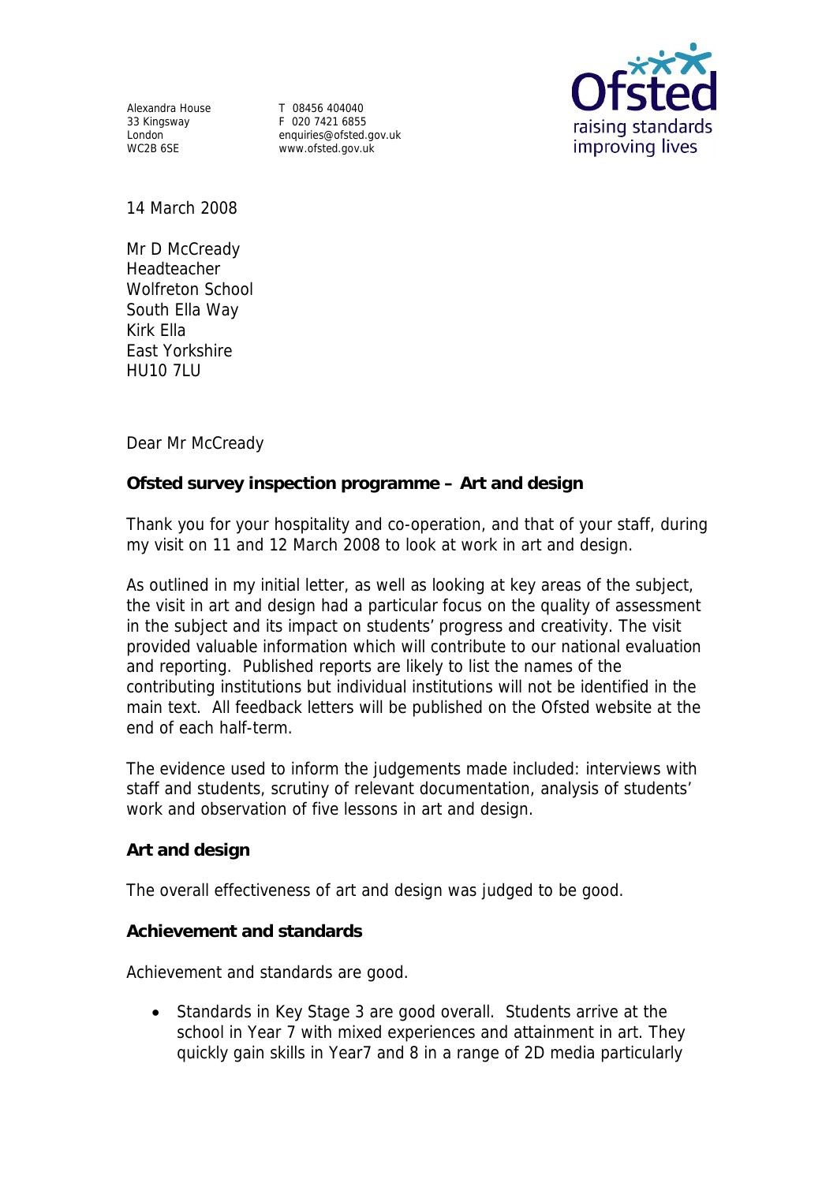Alexandra House
33 Kingsway
London
WC2B 6SE

T 08456 404040
F 020 7421 6855
enquiries@ofsted.gov.uk
www.ofsted.gov.uk

14 March 2008

Mr D McCready
Headteacher
Wolfreton School
South Ella Way
Kirk Ella
East Yorkshire
HU10 7LU

Dear Mr McCready

**Ofsted survey inspection programme – Art and design**

Thank you for your hospitality and co-operation, and that of your staff, during my visit on 11 and 12 March 2008 to look at work in art and design.

As outlined in my initial letter, as well as looking at key areas of the subject, the visit in art and design had a particular focus on the quality of assessment in the subject and its impact on students' progress and creativity. The visit provided valuable information which will contribute to our national evaluation and reporting. Published reports are likely to list the names of the contributing institutions but individual institutions will not be identified in the main text. All feedback letters will be published on the Ofsted website at the end of each half-term.

The evidence used to inform the judgements made included: interviews with staff and students, scrutiny of relevant documentation, analysis of students' work and observation of five lessons in art and design.

**Art and design**

The overall effectiveness of art and design was judged to be good.

**Achievement and standards**

Achievement and standards are good.

- Standards in Key Stage 3 are good overall. Students arrive at the school in Year 7 with mixed experiences and attainment in art. They quickly gain skills in Year7 and 8 in a range of 2D media particularly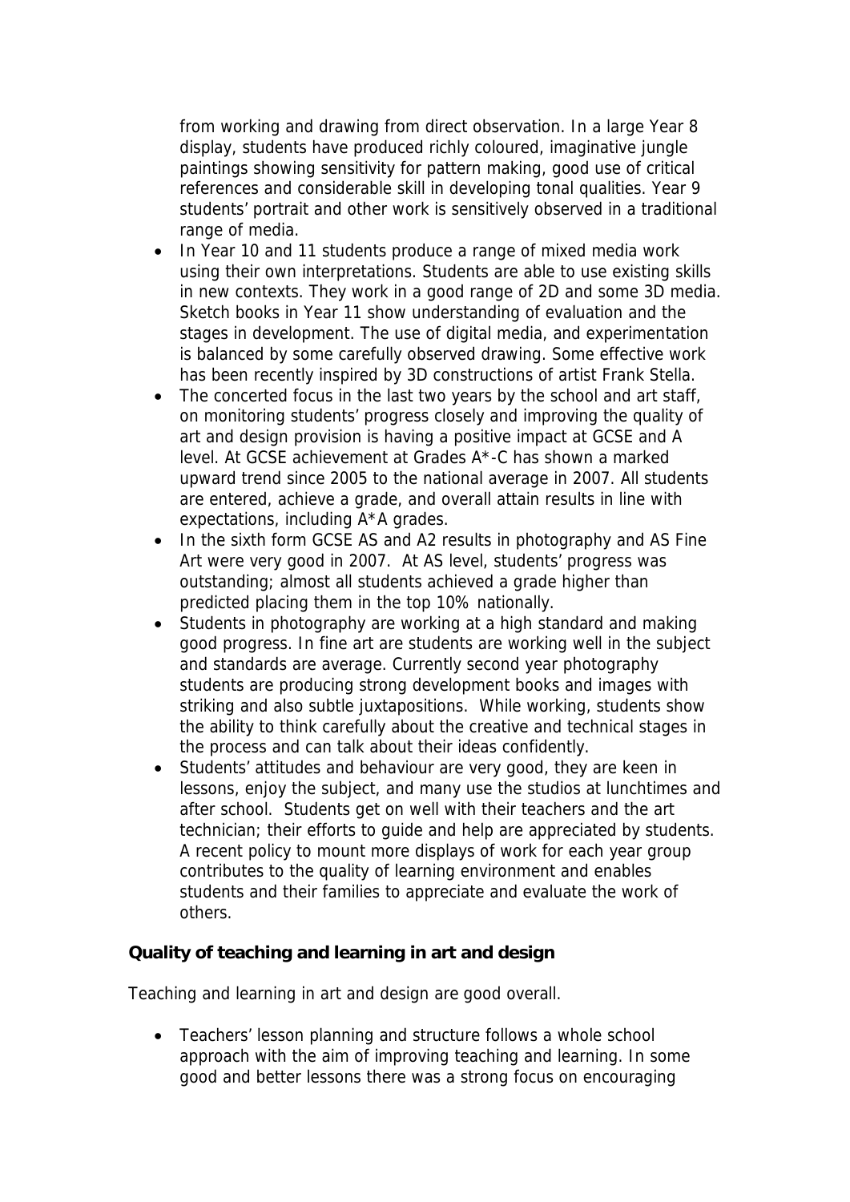from working and drawing from direct observation. In a large Year 8 display, students have produced richly coloured, imaginative jungle paintings showing sensitivity for pattern making, good use of critical references and considerable skill in developing tonal qualities. Year 9 students' portrait and other work is sensitively observed in a traditional range of media.

- In Year 10 and 11 students produce a range of mixed media work using their own interpretations. Students are able to use existing skills in new contexts. They work in a good range of 2D and some 3D media. Sketch books in Year 11 show understanding of evaluation and the stages in development. The use of digital media, and experimentation is balanced by some carefully observed drawing. Some effective work has been recently inspired by 3D constructions of artist Frank Stella.
- The concerted focus in the last two years by the school and art staff, on monitoring students' progress closely and improving the quality of art and design provision is having a positive impact at GCSE and A level. At GCSE achievement at Grades A*-C has shown a marked upward trend since 2005 to the national average in 2007. All students are entered, achieve a grade, and overall attain results in line with expectations, including A*A grades.
- In the sixth form GCSE AS and A2 results in photography and AS Fine Art were very good in 2007. At AS level, students' progress was outstanding; almost all students achieved a grade higher than predicted placing them in the top 10% nationally.
- Students in photography are working at a high standard and making good progress. In fine art are students are working well in the subject and standards are average. Currently second year photography students are producing strong development books and images with striking and also subtle juxtapositions. While working, students show the ability to think carefully about the creative and technical stages in the process and can talk about their ideas confidently.
- Students' attitudes and behaviour are very good, they are keen in lessons, enjoy the subject, and many use the studios at lunchtimes and after school. Students get on well with their teachers and the art technician; their efforts to guide and help are appreciated by students. A recent policy to mount more displays of work for each year group contributes to the quality of learning environment and enables students and their families to appreciate and evaluate the work of others.

**Quality of teaching and learning in art and design**

Teaching and learning in art and design are good overall.

- Teachers' lesson planning and structure follows a whole school approach with the aim of improving teaching and learning. In some good and better lessons there was a strong focus on encouraging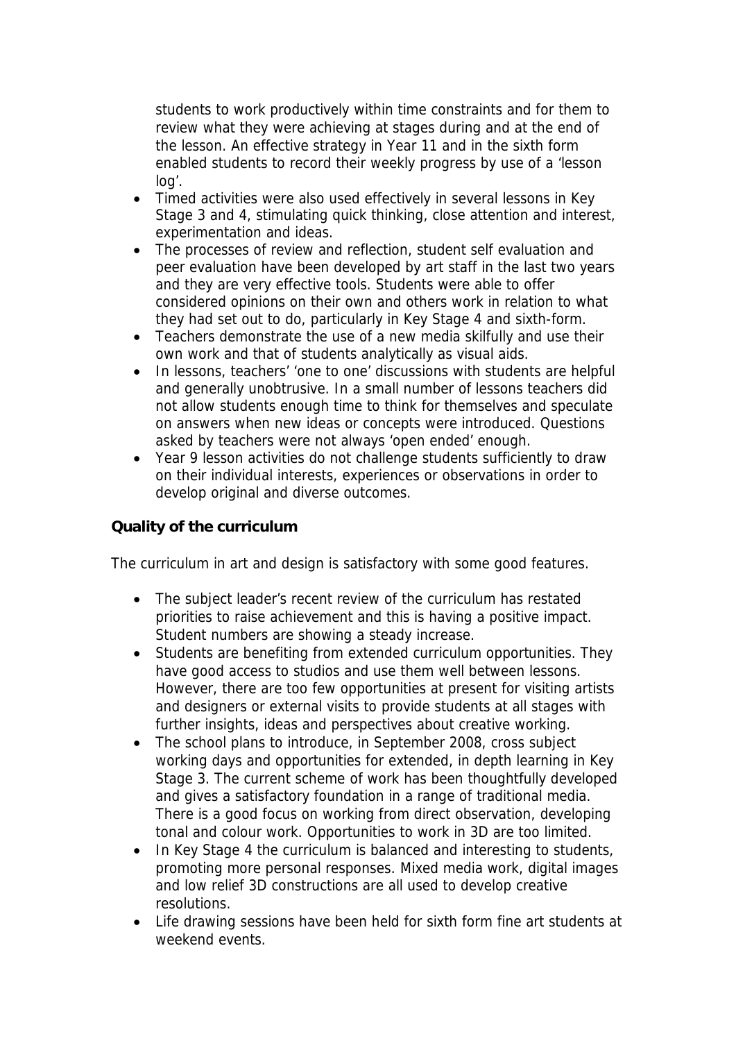students to work productively within time constraints and for them to review what they were achieving at stages during and at the end of the lesson. An effective strategy in Year 11 and in the sixth form enabled students to record their weekly progress by use of a 'lesson log'.

- Timed activities were also used effectively in several lessons in Key Stage 3 and 4, stimulating quick thinking, close attention and interest, experimentation and ideas.
- The processes of review and reflection, student self evaluation and peer evaluation have been developed by art staff in the last two years and they are very effective tools. Students were able to offer considered opinions on their own and others work in relation to what they had set out to do, particularly in Key Stage 4 and sixth-form.
- Teachers demonstrate the use of a new media skilfully and use their own work and that of students analytically as visual aids.
- In lessons, teachers' 'one to one' discussions with students are helpful and generally unobtrusive. In a small number of lessons teachers did not allow students enough time to think for themselves and speculate on answers when new ideas or concepts were introduced. Questions asked by teachers were not always 'open ended' enough.
- Year 9 lesson activities do not challenge students sufficiently to draw on their individual interests, experiences or observations in order to develop original and diverse outcomes.

**Quality of the curriculum**

The curriculum in art and design is satisfactory with some good features.

- The subject leader's recent review of the curriculum has restated priorities to raise achievement and this is having a positive impact. Student numbers are showing a steady increase.
- Students are benefiting from extended curriculum opportunities. They have good access to studios and use them well between lessons. However, there are too few opportunities at present for visiting artists and designers or external visits to provide students at all stages with further insights, ideas and perspectives about creative working.
- The school plans to introduce, in September 2008, cross subject working days and opportunities for extended, in depth learning in Key Stage 3. The current scheme of work has been thoughtfully developed and gives a satisfactory foundation in a range of traditional media. There is a good focus on working from direct observation, developing tonal and colour work. Opportunities to work in 3D are too limited.
- In Key Stage 4 the curriculum is balanced and interesting to students, promoting more personal responses. Mixed media work, digital images and low relief 3D constructions are all used to develop creative resolutions.
- Life drawing sessions have been held for sixth form fine art students at weekend events.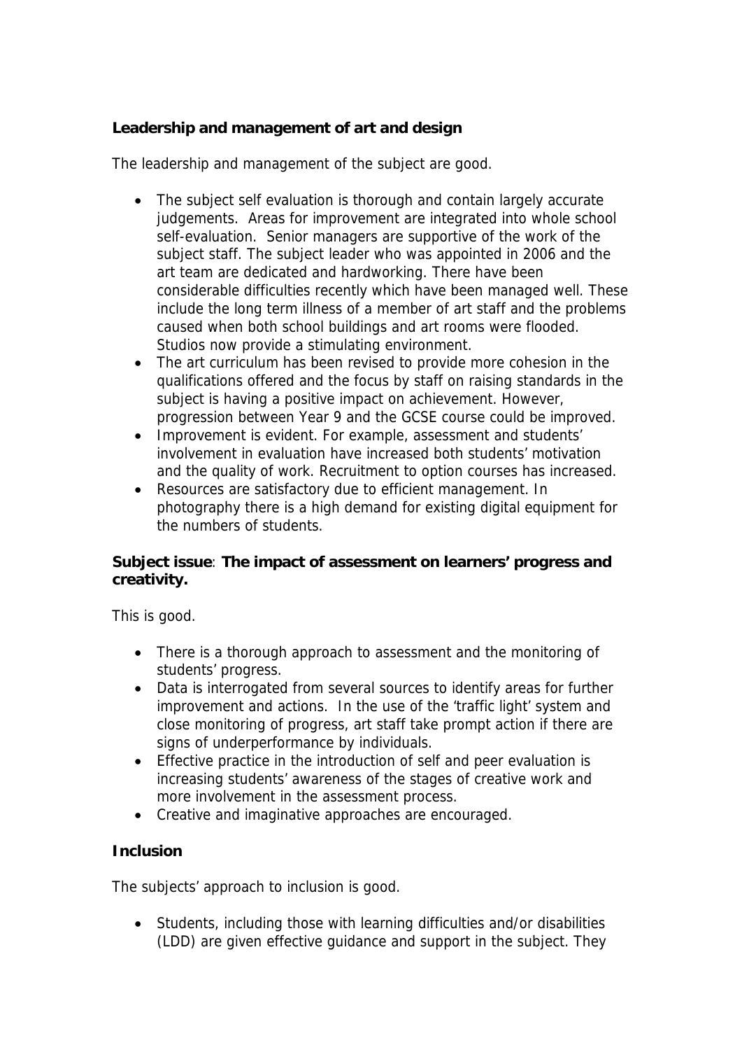**Leadership and management of art and design**

The leadership and management of the subject are good.

- The subject self evaluation is thorough and contain largely accurate judgements. Areas for improvement are integrated into whole school self-evaluation. Senior managers are supportive of the work of the subject staff. The subject leader who was appointed in 2006 and the art team are dedicated and hardworking. There have been considerable difficulties recently which have been managed well. These include the long term illness of a member of art staff and the problems caused when both school buildings and art rooms were flooded. Studios now provide a stimulating environment.
- The art curriculum has been revised to provide more cohesion in the qualifications offered and the focus by staff on raising standards in the subject is having a positive impact on achievement. However, progression between Year 9 and the GCSE course could be improved.
- Improvement is evident. For example, assessment and students' involvement in evaluation have increased both students' motivation and the quality of work. Recruitment to option courses has increased.
- Resources are satisfactory due to efficient management. In photography there is a high demand for existing digital equipment for the numbers of students.

**Subject issue**: **The impact of assessment on learners' progress and creativity.**

This is good.

- There is a thorough approach to assessment and the monitoring of students' progress.
- Data is interrogated from several sources to identify areas for further improvement and actions. In the use of the 'traffic light' system and close monitoring of progress, art staff take prompt action if there are signs of underperformance by individuals.
- Effective practice in the introduction of self and peer evaluation is increasing students' awareness of the stages of creative work and more involvement in the assessment process.
- Creative and imaginative approaches are encouraged.

**Inclusion**

The subjects' approach to inclusion is good.

- Students, including those with learning difficulties and/or disabilities (LDD) are given effective guidance and support in the subject. They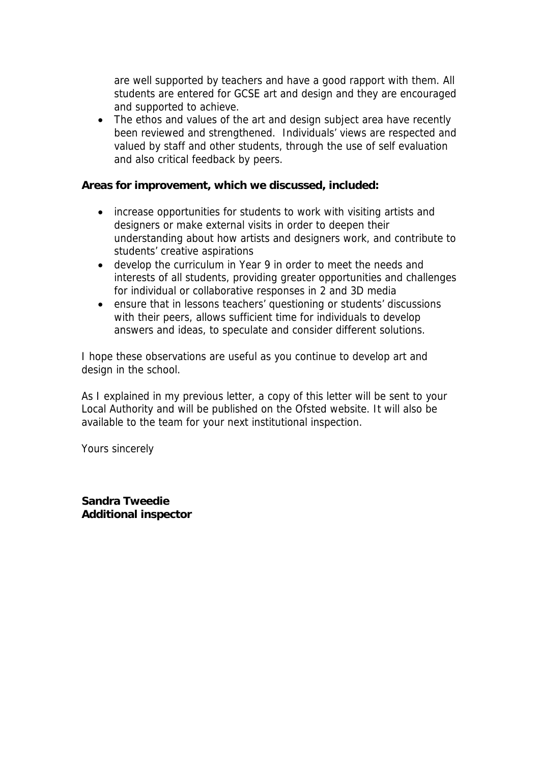are well supported by teachers and have a good rapport with them. All students are entered for GCSE art and design and they are encouraged and supported to achieve.

- The ethos and values of the art and design subject area have recently been reviewed and strengthened. Individuals' views are respected and valued by staff and other students, through the use of self evaluation and also critical feedback by peers.

**Areas for improvement, which we discussed, included:**

- increase opportunities for students to work with visiting artists and designers or make external visits in order to deepen their understanding about how artists and designers work, and contribute to students' creative aspirations
- develop the curriculum in Year 9 in order to meet the needs and interests of all students, providing greater opportunities and challenges for individual or collaborative responses in 2 and 3D media
- ensure that in lessons teachers' questioning or students' discussions with their peers, allows sufficient time for individuals to develop answers and ideas, to speculate and consider different solutions.

I hope these observations are useful as you continue to develop art and design in the school.

As I explained in my previous letter, a copy of this letter will be sent to your Local Authority and will be published on the Ofsted website. It will also be available to the team for your next institutional inspection.

Yours sincerely

**Sandra Tweedie**
**Additional inspector**